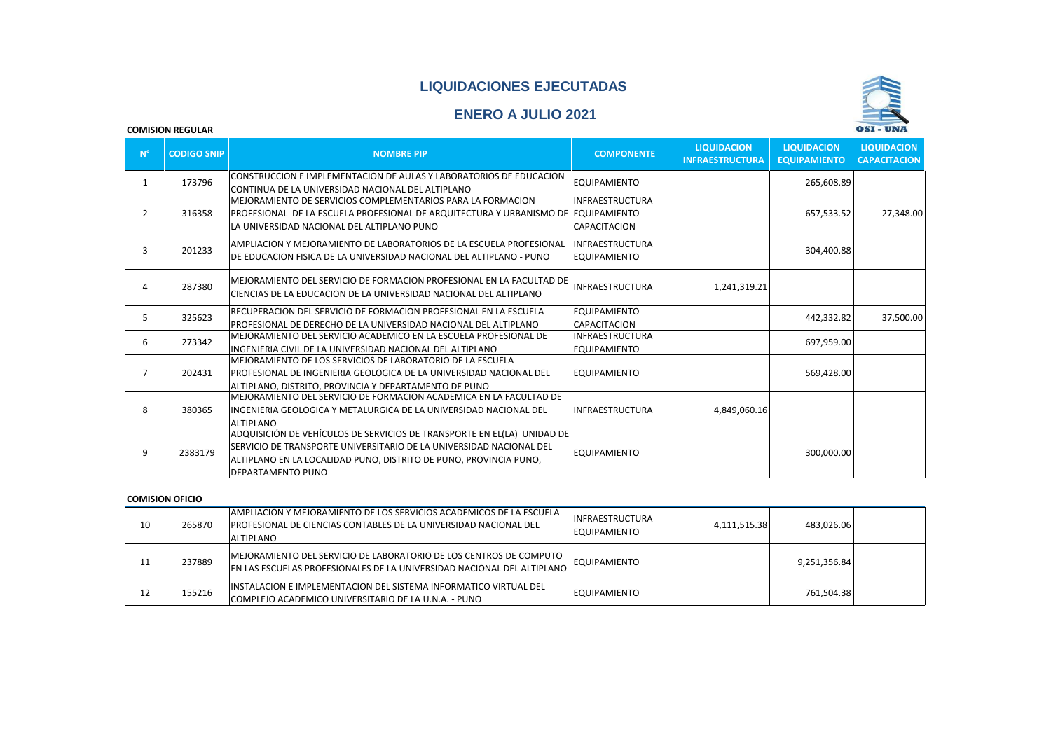# LIQUIDACIONES EJECUTADAS

## ENERO A JULIO 2021

OSI - UNA

**COMISION REGULAR**

| N° | CODIGO SNIP | NOMBRE PIP | COMPONENTE | LIQUIDACION INFRAESTRUCTURA | LIQUIDACION EQUIPAMIENTO | LIQUIDACION CAPACITACION |
|---|---|---|---|---|---|---|
| 1 | 173796 | CONSTRUCCION E IMPLEMENTACION DE AULAS Y LABORATORIOS DE EDUCACION CONTINUA DE LA UNIVERSIDAD NACIONAL DEL ALTIPLANO | EQUIPAMIENTO | | 265,608.89 | |
| 2 | 316358 | MEJORAMIENTO DE SERVICIOS COMPLEMENTARIOS PARA LA FORMACION PROFESIONAL DE LA ESCUELA PROFESIONAL DE ARQUITECTURA Y URBANISMO DE LA UNIVERSIDAD NACIONAL DEL ALTIPLANO PUNO | INFRAESTRUCTURA EQUIPAMIENTO CAPACITACION | | 657,533.52 | 27,348.00 |
| 3 | 201233 | AMPLIACION Y MEJORAMIENTO DE LABORATORIOS DE LA ESCUELA PROFESIONAL DE EDUCACION FISICA DE LA UNIVERSIDAD NACIONAL DEL ALTIPLANO - PUNO | INFRAESTRUCTURA EQUIPAMIENTO | | 304,400.88 | |
| 4 | 287380 | MEJORAMIENTO DEL SERVICIO DE FORMACION PROFESIONAL EN LA FACULTAD DE CIENCIAS DE LA EDUCACION DE LA UNIVERSIDAD NACIONAL DEL ALTIPLANO | INFRAESTRUCTURA | 1,241,319.21 | | |
| 5 | 325623 | RECUPERACION DEL SERVICIO DE FORMACION PROFESIONAL EN LA ESCUELA PROFESIONAL DE DERECHO DE LA UNIVERSIDAD NACIONAL DEL ALTIPLANO | EQUIPAMIENTO CAPACITACION | | 442,332.82 | 37,500.00 |
| 6 | 273342 | MEJORAMIENTO DEL SERVICIO ACADEMICO EN LA ESCUELA PROFESIONAL DE INGENIERIA CIVIL DE LA UNIVERSIDAD NACIONAL DEL ALTIPLANO | INFRAESTRUCTURA EQUIPAMIENTO | | 697,959.00 | |
| 7 | 202431 | MEJORAMIENTO DE LOS SERVICIOS DE LABORATORIO DE LA ESCUELA PROFESIONAL DE INGENIERIA GEOLOGICA DE LA UNIVERSIDAD NACIONAL DEL ALTIPLANO, DISTRITO, PROVINCIA Y DEPARTAMENTO DE PUNO | EQUIPAMIENTO | | 569,428.00 | |
| 8 | 380365 | MEJORAMIENTO DEL SERVICIO DE FORMACION ACADEMICA EN LA FACULTAD DE INGENIERIA GEOLOGICA Y METALURGICA DE LA UNIVERSIDAD NACIONAL DEL ALTIPLANO | INFRAESTRUCTURA | 4,849,060.16 | | |
| 9 | 2383179 | ADQUISICIÓN DE VEHÍCULOS DE SERVICIOS DE TRANSPORTE EN EL(LA) UNIDAD DE SERVICIO DE TRANSPORTE UNIVERSITARIO DE LA UNIVERSIDAD NACIONAL DEL ALTIPLANO EN LA LOCALIDAD PUNO, DISTRITO DE PUNO, PROVINCIA PUNO, DEPARTAMENTO PUNO | EQUIPAMIENTO | | 300,000.00 | |

**COMISION OFICIO**

| N° | CODIGO SNIP | NOMBRE PIP | COMPONENTE | LIQUIDACION INFRAESTRUCTURA | LIQUIDACION EQUIPAMIENTO | LIQUIDACION CAPACITACION |
|---|---|---|---|---|---|---|
| 10 | 265870 | AMPLIACION Y MEJORAMIENTO DE LOS SERVICIOS ACADEMICOS DE LA ESCUELA PROFESIONAL DE CIENCIAS CONTABLES DE LA UNIVERSIDAD NACIONAL DEL ALTIPLANO | INFRAESTRUCTURA EQUIPAMIENTO | 4,111,515.38 | 483,026.06 | |
| 11 | 237889 | MEJORAMIENTO DEL SERVICIO DE LABORATORIO DE LOS CENTROS DE COMPUTO EN LAS ESCUELAS PROFESIONALES DE LA UNIVERSIDAD NACIONAL DEL ALTIPLANO | EQUIPAMIENTO | | 9,251,356.84 | |
| 12 | 155216 | INSTALACION E IMPLEMENTACION DEL SISTEMA INFORMATICO VIRTUAL DEL COMPLEJO ACADEMICO UNIVERSITARIO DE LA U.N.A. - PUNO | EQUIPAMIENTO | | 761,504.38 | |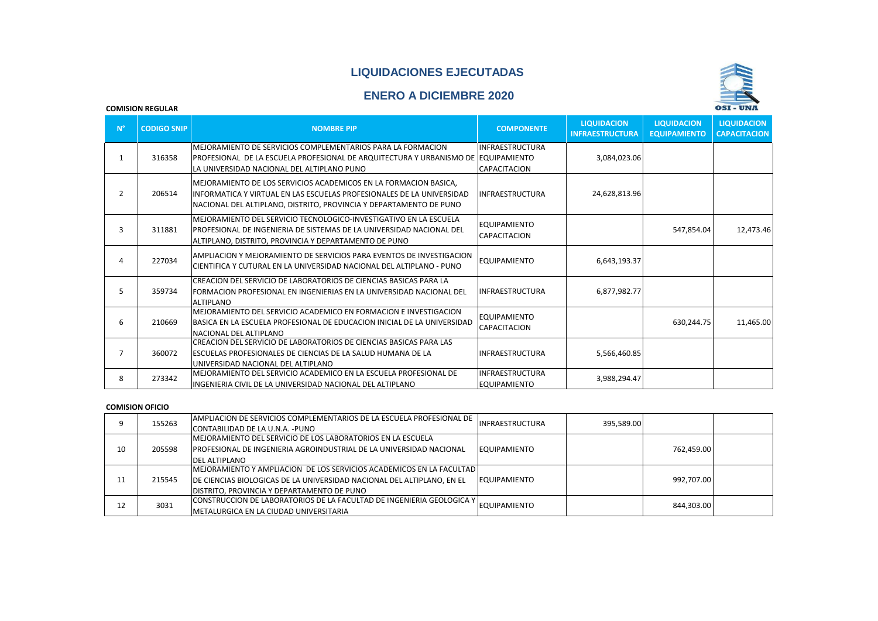# LIQUIDACIONES EJECUTADAS

## ENERO A DICIEMBRE 2020

**COMISION REGULAR**

| N° | CODIGO SNIP | NOMBRE PIP | COMPONENTE | LIQUIDACION INFRAESTRUCTURA | LIQUIDACION EQUIPAMIENTO | LIQUIDACION CAPACITACION |
|---|---|---|---|---|---|---|
| 1 | 316358 | MEJORAMIENTO DE SERVICIOS COMPLEMENTARIOS PARA LA FORMACION PROFESIONAL DE LA ESCUELA PROFESIONAL DE ARQUITECTURA Y URBANISMO DE LA UNIVERSIDAD NACIONAL DEL ALTIPLANO PUNO | INFRAESTRUCTURA EQUIPAMIENTO CAPACITACION | 3,084,023.06 | | |
| 2 | 206514 | MEJORAMIENTO DE LOS SERVICIOS ACADEMICOS EN LA FORMACION BASICA, INFORMATICA Y VIRTUAL EN LAS ESCUELAS PROFESIONALES DE LA UNIVERSIDAD NACIONAL DEL ALTIPLANO, DISTRITO, PROVINCIA Y DEPARTAMENTO DE PUNO | INFRAESTRUCTURA | 24,628,813.96 | | |
| 3 | 311881 | MEJORAMIENTO DEL SERVICIO TECNOLOGICO-INVESTIGATIVO EN LA ESCUELA PROFESIONAL DE INGENIERIA DE SISTEMAS DE LA UNIVERSIDAD NACIONAL DEL ALTIPLANO, DISTRITO, PROVINCIA Y DEPARTAMENTO DE PUNO | EQUIPAMIENTO CAPACITACION | | 547,854.04 | 12,473.46 |
| 4 | 227034 | AMPLIACION Y MEJORAMIENTO DE SERVICIOS PARA EVENTOS DE INVESTIGACION CIENTIFICA Y CUTURAL EN LA UNIVERSIDAD NACIONAL DEL ALTIPLANO - PUNO | EQUIPAMIENTO | 6,643,193.37 | | |
| 5 | 359734 | CREACION DEL SERVICIO DE LABORATORIOS DE CIENCIAS BASICAS PARA LA FORMACION PROFESIONAL EN INGENIERIAS EN LA UNIVERSIDAD NACIONAL DEL ALTIPLANO | INFRAESTRUCTURA | 6,877,982.77 | | |
| 6 | 210669 | MEJORAMIENTO DEL SERVICIO ACADEMICO EN FORMACION E INVESTIGACION BASICA EN LA ESCUELA PROFESIONAL DE EDUCACION INICIAL DE LA UNIVERSIDAD NACIONAL DEL ALTIPLANO | EQUIPAMIENTO CAPACITACION | | 630,244.75 | 11,465.00 |
| 7 | 360072 | CREACION DEL SERVICIO DE LABORATORIOS DE CIENCIAS BASICAS PARA LAS ESCUELAS PROFESIONALES DE CIENCIAS DE LA SALUD HUMANA DE LA UNIVERSIDAD NACIONAL DEL ALTIPLANO | INFRAESTRUCTURA | 5,566,460.85 | | |
| 8 | 273342 | MEJORAMIENTO DEL SERVICIO ACADEMICO EN LA ESCUELA PROFESIONAL DE INGENIERIA CIVIL DE LA UNIVERSIDAD NACIONAL DEL ALTIPLANO | INFRAESTRUCTURA EQUIPAMIENTO | 3,988,294.47 | | |

**COMISION OFICIO**

| N° | CODIGO SNIP | NOMBRE PIP | COMPONENTE | LIQUIDACION INFRAESTRUCTURA | LIQUIDACION EQUIPAMIENTO | LIQUIDACION CAPACITACION |
|---|---|---|---|---|---|---|
| 9 | 155263 | AMPLIACION DE SERVICIOS COMPLEMENTARIOS DE LA ESCUELA PROFESIONAL DE CONTABILIDAD DE LA U.N.A. -PUNO | INFRAESTRUCTURA | 395,589.00 | | |
| 10 | 205598 | MEJORAMIENTO DEL SERVICIO DE LOS LABORATORIOS EN LA ESCUELA PROFESIONAL DE INGENIERIA AGROINDUSTRIAL DE LA UNIVERSIDAD NACIONAL DEL ALTIPLANO | EQUIPAMIENTO | | 762,459.00 | |
| 11 | 215545 | MEJORAMIENTO Y AMPLIACION DE LOS SERVICIOS ACADEMICOS EN LA FACULTAD DE CIENCIAS BIOLOGICAS DE LA UNIVERSIDAD NACIONAL DEL ALTIPLANO, EN EL DISTRITO, PROVINCIA Y DEPARTAMENTO DE PUNO | EQUIPAMIENTO | | 992,707.00 | |
| 12 | 3031 | CONSTRUCCION DE LABORATORIOS DE LA FACULTAD DE INGENIERIA GEOLOGICA Y METALURGICA EN LA CIUDAD UNIVERSITARIA | EQUIPAMIENTO | | 844,303.00 | |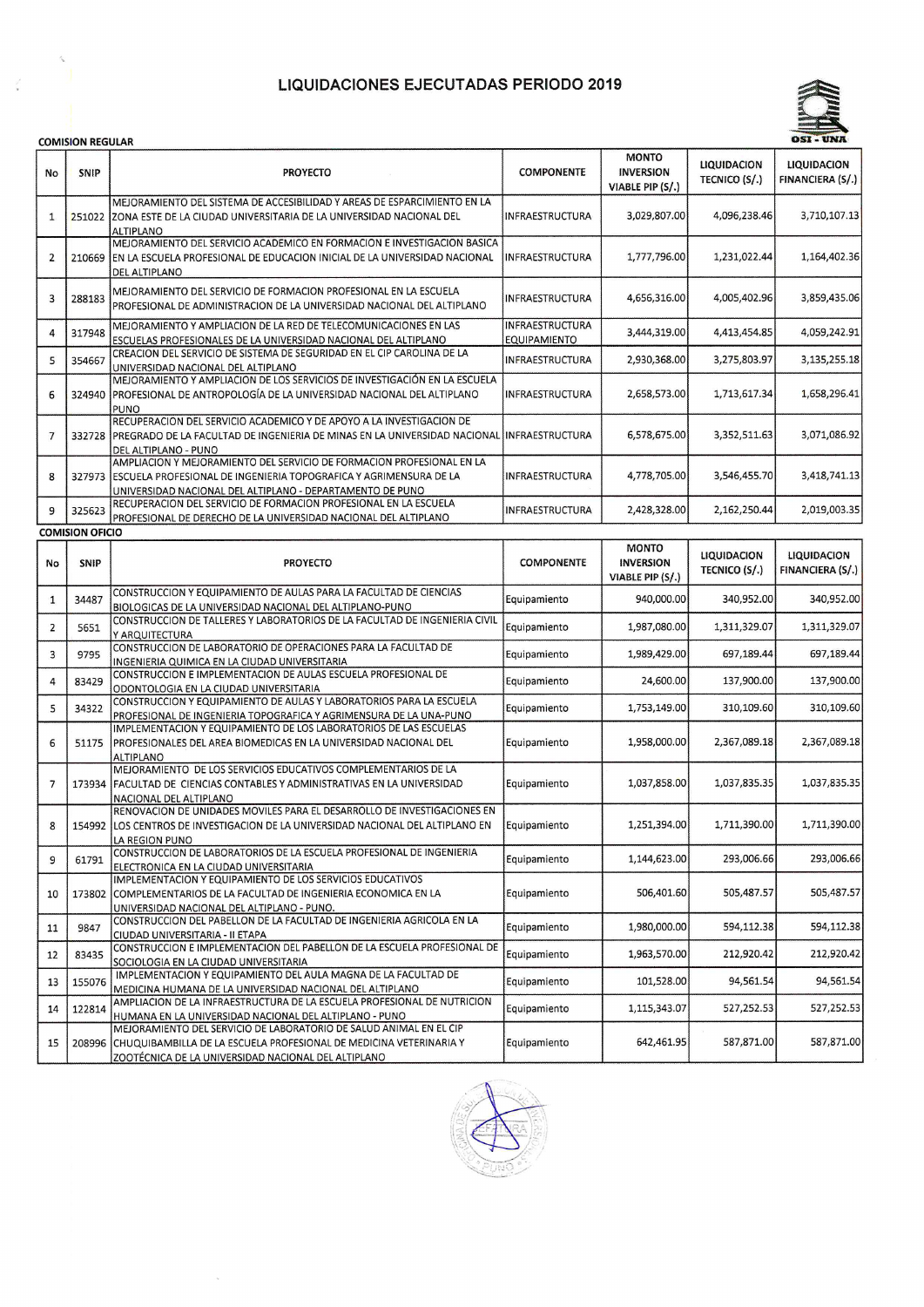# LIQUIDACIONES EJECUTADAS PERIODO 2019

OSI - UNA

**COMISION REGULAR**

| No | SNIP | PROYECTO | COMPONENTE | MONTO INVERSION VIABLE PIP (S/.) | LIQUIDACION TECNICO (S/.) | LIQUIDACION FINANCIERA (S/.) |
|---|---|---|---|---|---|---|
| 1 | 251022 | MEJORAMIENTO DEL SISTEMA DE ACCESIBILIDAD Y AREAS DE ESPARCIMIENTO EN LA ZONA ESTE DE LA CIUDAD UNIVERSITARIA DE LA UNIVERSIDAD NACIONAL DEL ALTIPLANO | INFRAESTRUCTURA | 3,029,807.00 | 4,096,238.46 | 3,710,107.13 |
| 2 | 210669 | MEJORAMIENTO DEL SERVICIO ACADEMICO EN FORMACION E INVESTIGACION BASICA EN LA ESCUELA PROFESIONAL DE EDUCACION INICIAL DE LA UNIVERSIDAD NACIONAL DEL ALTIPLANO | INFRAESTRUCTURA | 1,777,796.00 | 1,231,022.44 | 1,164,402.36 |
| 3 | 288183 | MEJORAMIENTO DEL SERVICIO DE FORMACION PROFESIONAL EN LA ESCUELA PROFESIONAL DE ADMINISTRACION DE LA UNIVERSIDAD NACIONAL DEL ALTIPLANO | INFRAESTRUCTURA | 4,656,316.00 | 4,005,402.96 | 3,859,435.06 |
| 4 | 317948 | MEJORAMIENTO Y AMPLIACION DE LA RED DE TELECOMUNICACIONES EN LAS ESCUELAS PROFESIONALES DE LA UNIVERSIDAD NACIONAL DEL ALTIPLANO | INFRAESTRUCTURA EQUIPAMIENTO | 3,444,319.00 | 4,413,454.85 | 4,059,242.91 |
| 5 | 354667 | CREACION DEL SERVICIO DE SISTEMA DE SEGURIDAD EN EL CIP CAROLINA DE LA UNIVERSIDAD NACIONAL DEL ALTIPLANO | INFRAESTRUCTURA | 2,930,368.00 | 3,275,803.97 | 3,135,255.18 |
| 6 | 324940 | MEJORAMIENTO Y AMPLIACION DE LOS SERVICIOS DE INVESTIGACIÓN EN LA ESCUELA PROFESIONAL DE ANTROPOLOGÍA DE LA UNIVERSIDAD NACIONAL DEL ALTIPLANO PUNO | INFRAESTRUCTURA | 2,658,573.00 | 1,713,617.34 | 1,658,296.41 |
| 7 | 332728 | RECUPERACION DEL SERVICIO ACADEMICO Y DE APOYO A LA INVESTIGACION DE PREGRADO DE LA FACULTAD DE INGENIERIA DE MINAS EN LA UNIVERSIDAD NACIONAL DEL ALTIPLANO - PUNO | INFRAESTRUCTURA | 6,578,675.00 | 3,352,511.63 | 3,071,086.92 |
| 8 | 327973 | AMPLIACION Y MEJORAMIENTO DEL SERVICIO DE FORMACION PROFESIONAL EN LA ESCUELA PROFESIONAL DE INGENIERIA TOPOGRAFICA Y AGRIMENSURA DE LA UNIVERSIDAD NACIONAL DEL ALTIPLANO - DEPARTAMENTO DE PUNO | INFRAESTRUCTURA | 4,778,705.00 | 3,546,455.70 | 3,418,741.13 |
| 9 | 325623 | RECUPERACION DEL SERVICIO DE FORMACION PROFESIONAL EN LA ESCUELA PROFESIONAL DE DERECHO DE LA UNIVERSIDAD NACIONAL DEL ALTIPLANO | INFRAESTRUCTURA | 2,428,328.00 | 2,162,250.44 | 2,019,003.35 |

**COMISION OFICIO**

| No | SNIP | PROYECTO | COMPONENTE | MONTO INVERSION VIABLE PIP (S/.) | LIQUIDACION TECNICO (S/.) | LIQUIDACION FINANCIERA (S/.) |
|---|---|---|---|---|---|---|
| 1 | 34487 | CONSTRUCCION Y EQUIPAMIENTO DE AULAS PARA LA FACULTAD DE CIENCIAS BIOLOGICAS DE LA UNIVERSIDAD NACIONAL DEL ALTIPLANO-PUNO | Equipamiento | 940,000.00 | 340,952.00 | 340,952.00 |
| 2 | 5651 | CONSTRUCCION DE TALLERES Y LABORATORIOS DE LA FACULTAD DE INGENIERIA CIVIL Y ARQUITECTURA | Equipamiento | 1,987,080.00 | 1,311,329.07 | 1,311,329.07 |
| 3 | 9795 | CONSTRUCCION DE LABORATORIO DE OPERACIONES PARA LA FACULTAD DE INGENIERIA QUIMICA EN LA CIUDAD UNIVERSITARIA | Equipamiento | 1,989,429.00 | 697,189.44 | 697,189.44 |
| 4 | 83429 | CONSTRUCCION E IMPLEMENTACION DE AULAS ESCUELA PROFESIONAL DE ODONTOLOGIA EN LA CIUDAD UNIVERSITARIA | Equipamiento | 24,600.00 | 137,900.00 | 137,900.00 |
| 5 | 34322 | CONSTRUCCION Y EQUIPAMIENTO DE AULAS Y LABORATORIOS PARA LA ESCUELA PROFESIONAL DE INGENIERIA TOPOGRAFICA Y AGRIMENSURA DE LA UNA-PUNO | Equipamiento | 1,753,149.00 | 310,109.60 | 310,109.60 |
| 6 | 51175 | IMPLEMENTACION Y EQUIPAMIENTO DE LOS LABORATORIOS DE LAS ESCUELAS PROFESIONALES DEL AREA BIOMEDICAS EN LA UNIVERSIDAD NACIONAL DEL ALTIPLANO | Equipamiento | 1,958,000.00 | 2,367,089.18 | 2,367,089.18 |
| 7 | 173934 | MEJORAMIENTO DE LOS SERVICIOS EDUCATIVOS COMPLEMENTARIOS DE LA FACULTAD DE CIENCIAS CONTABLES Y ADMINISTRATIVAS EN LA UNIVERSIDAD NACIONAL DEL ALTIPLANO | Equipamiento | 1,037,858.00 | 1,037,835.35 | 1,037,835.35 |
| 8 | 154992 | RENOVACION DE UNIDADES MOVILES PARA EL DESARROLLO DE INVESTIGACIONES EN LOS CENTROS DE INVESTIGACION DE LA UNIVERSIDAD NACIONAL DEL ALTIPLANO EN LA REGION PUNO | Equipamiento | 1,251,394.00 | 1,711,390.00 | 1,711,390.00 |
| 9 | 61791 | CONSTRUCCION DE LABORATORIOS DE LA ESCUELA PROFESIONAL DE INGENIERIA ELECTRONICA EN LA CIUDAD UNIVERSITARIA | Equipamiento | 1,144,623.00 | 293,006.66 | 293,006.66 |
| 10 | 173802 | IMPLEMENTACION Y EQUIPAMIENTO DE LOS SERVICIOS EDUCATIVOS COMPLEMENTARIOS DE LA FACULTAD DE INGENIERIA ECONOMICA EN LA UNIVERSIDAD NACIONAL DEL ALTIPLANO - PUNO. | Equipamiento | 506,401.60 | 505,487.57 | 505,487.57 |
| 11 | 9847 | CONSTRUCCION DEL PABELLON DE LA FACULTAD DE INGENIERIA AGRICOLA EN LA CIUDAD UNIVERSITARIA - II ETAPA | Equipamiento | 1,980,000.00 | 594,112.38 | 594,112.38 |
| 12 | 83435 | CONSTRUCCION E IMPLEMENTACION DEL PABELLON DE LA ESCUELA PROFESIONAL DE SOCIOLOGIA EN LA CIUDAD UNIVERSITARIA | Equipamiento | 1,963,570.00 | 212,920.42 | 212,920.42 |
| 13 | 155076 | IMPLEMENTACION Y EQUIPAMIENTO DEL AULA MAGNA DE LA FACULTAD DE MEDICINA HUMANA DE LA UNIVERSIDAD NACIONAL DEL ALTIPLANO | Equipamiento | 101,528.00 | 94,561.54 | 94,561.54 |
| 14 | 122814 | AMPLIACION DE LA INFRAESTRUCTURA DE LA ESCUELA PROFESIONAL DE NUTRICION HUMANA EN LA UNIVERSIDAD NACIONAL DEL ALTIPLANO - PUNO | Equipamiento | 1,115,343.07 | 527,252.53 | 527,252.53 |
| 15 | 208996 | MEJORAMIENTO DEL SERVICIO DE LABORATORIO DE SALUD ANIMAL EN EL CIP CHUQUIBAMBILLA DE LA ESCUELA PROFESIONAL DE MEDICINA VETERINARIA Y ZOOTÉCNICA DE LA UNIVERSIDAD NACIONAL DEL ALTIPLANO | Equipamiento | 642,461.95 | 587,871.00 | 587,871.00 |